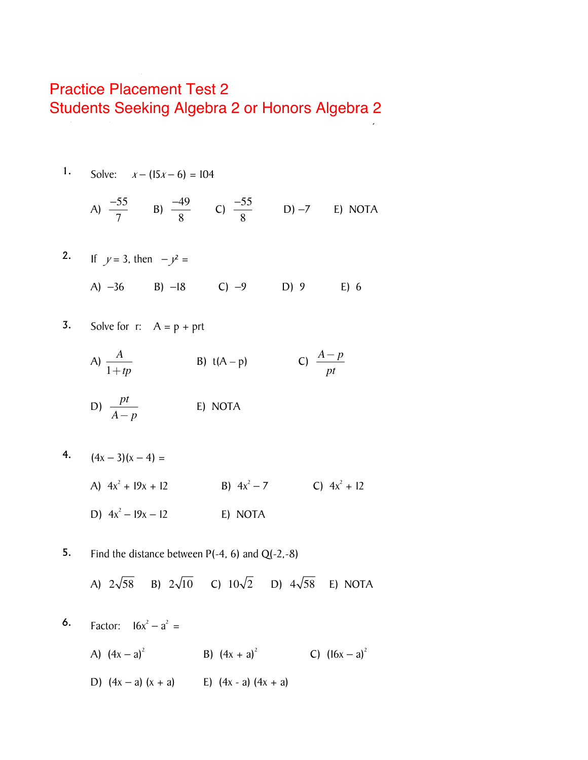# Practice Placement Test 2
# Students Seeking Algebra 2 or Honors Algebra 2

1. Solve: $x - (15x - 6) = 104$

   A) $\frac{-55}{7}$  B) $\frac{-49}{8}$  C) $\frac{-55}{8}$  D) $-7$  E) NOTA

2. If $y = 3$, then $-y^2 =$

   A) $-36$  B) $-18$  C) $-9$  D) $9$  E) $6$

3. Solve for r: $A = p + prt$

   A) $\frac{A}{1+tp}$  B) $t(A - p)$  C) $\frac{A-p}{pt}$

   D) $\frac{pt}{A-p}$  E) NOTA

4. $(4x - 3)(x - 4) =$

   A) $4x^2 + 19x + 12$  B) $4x^2 - 7$  C) $4x^2 + 12$

   D) $4x^2 - 19x - 12$  E) NOTA

5. Find the distance between P(-4, 6) and Q(-2,-8)

   A) $2\sqrt{58}$  B) $2\sqrt{10}$  C) $10\sqrt{2}$  D) $4\sqrt{58}$  E) NOTA

6. Factor: $16x^2 - a^2 =$

   A) $(4x - a)^2$  B) $(4x + a)^2$  C) $(16x - a)^2$

   D) $(4x - a)(x + a)$  E) $(4x - a)(4x + a)$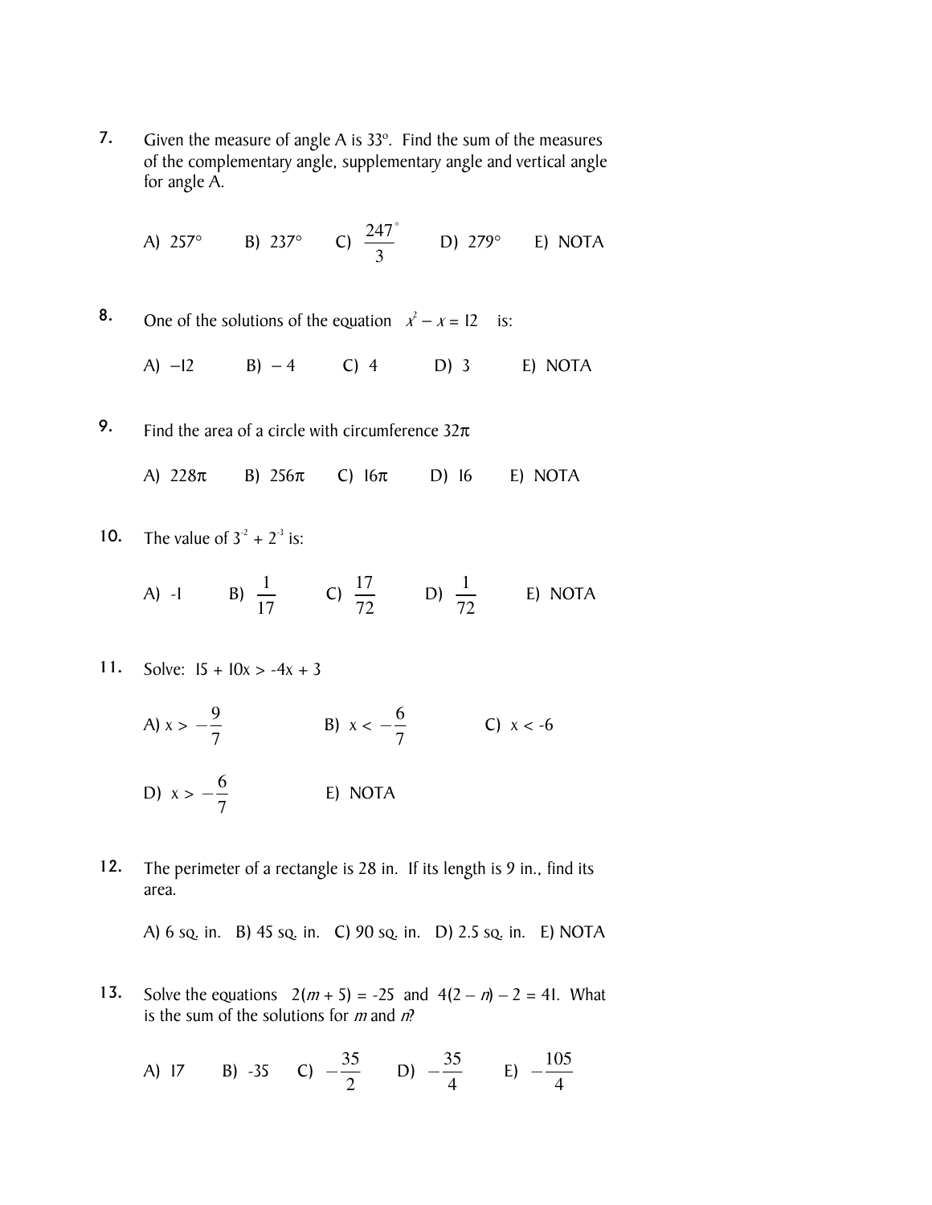7. Given the measure of angle A is 33°. Find the sum of the measures of the complementary angle, supplementary angle and vertical angle for angle A.

A) 257° B) 237° C) $\frac{247^\circ}{3}$ D) 279° E) NOTA

8. One of the solutions of the equation $x^2 - x = 12$ is:

A) $-12$ B) $-4$ C) 4 D) 3 E) NOTA

9. Find the area of a circle with circumference $32\pi$

A) $228\pi$ B) $256\pi$ C) $16\pi$ D) 16 E) NOTA

10. The value of $3^{-2} + 2^{-3}$ is:

A) -1 B) $\frac{1}{17}$ C) $\frac{17}{72}$ D) $\frac{1}{72}$ E) NOTA

11. Solve: $15 + 10x > -4x + 3$

A) $x > -\frac{9}{7}$ B) $x < -\frac{6}{7}$ C) $x < -6$

D) $x > -\frac{6}{7}$ E) NOTA

12. The perimeter of a rectangle is 28 in. If its length is 9 in., find its area.

A) 6 sq. in. B) 45 sq. in. C) 90 sq. in. D) 2.5 sq. in. E) NOTA

13. Solve the equations $2(m + 5) = -25$ and $4(2 - n) - 2 = 41$. What is the sum of the solutions for $m$ and $n$?

A) 17 B) -35 C) $-\frac{35}{2}$ D) $-\frac{35}{4}$ E) $-\frac{105}{4}$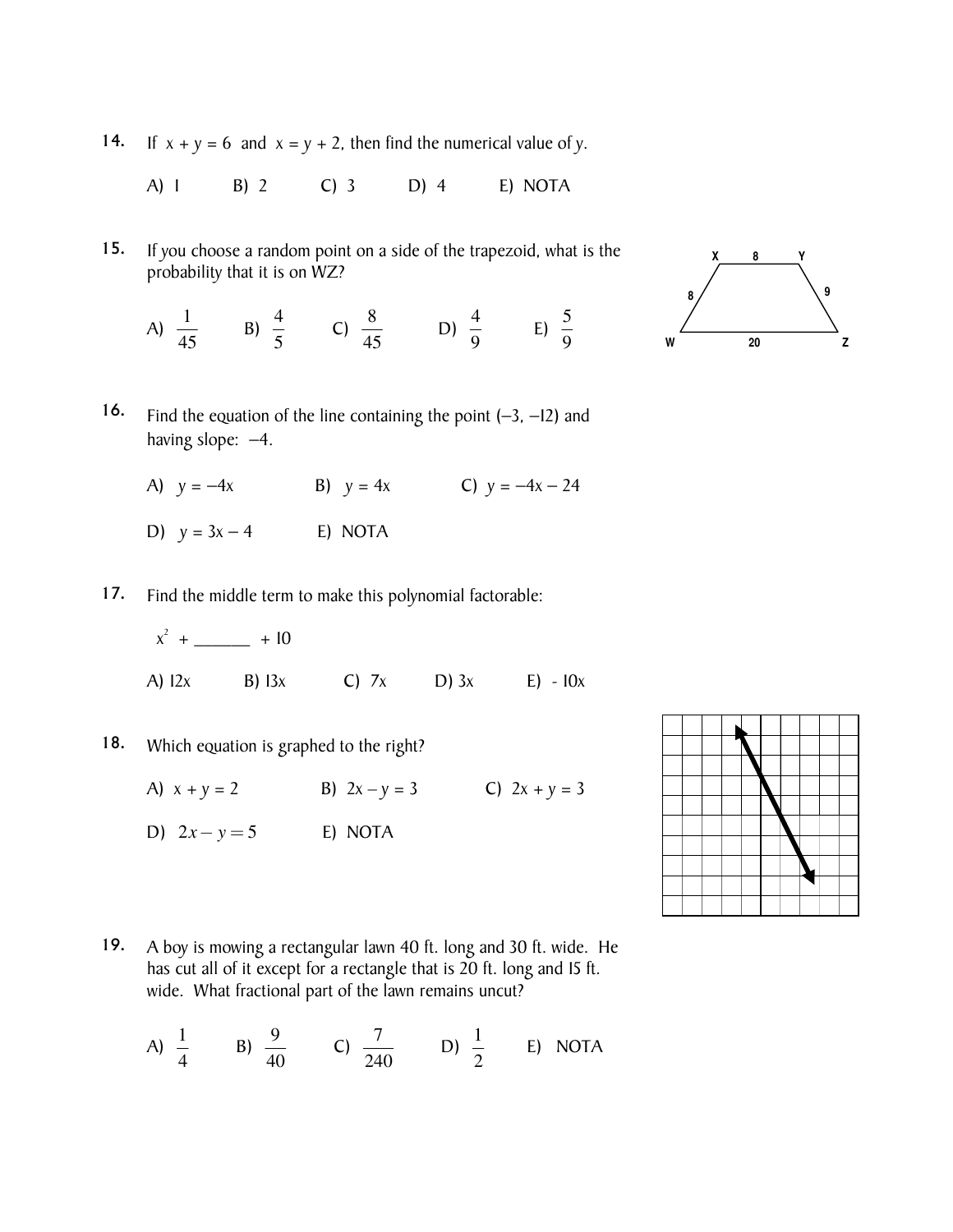**14.** If $x + y = 6$ and $x = y + 2$, then find the numerical value of $y$.

A) 1 B) 2 C) 3 D) 4 E) NOTA

**15.** If you choose a random point on a side of the trapezoid, what is the probability that it is on WZ?

A) $\frac{1}{45}$ B) $\frac{4}{5}$ C) $\frac{8}{45}$ D) $\frac{4}{9}$ E) $\frac{5}{9}$

X 8 Y
8 9
W 20 Z

**16.** Find the equation of the line containing the point $(-3, -12)$ and having slope: $-4$.

A) $y = -4x$ B) $y = 4x$ C) $y = -4x - 24$

D) $y = 3x - 4$ E) NOTA

**17.** Find the middle term to make this polynomial factorable:

$x^2$ + _______ + 10

A) 12x B) 13x C) 7x D) 3x E) - 10x

**18.** Which equation is graphed to the right?

A) $x + y = 2$ B) $2x - y = 3$ C) $2x + y = 3$

D) $2x - y = 5$ E) NOTA

**19.** A boy is mowing a rectangular lawn 40 ft. long and 30 ft. wide. He has cut all of it except for a rectangle that is 20 ft. long and 15 ft. wide. What fractional part of the lawn remains uncut?

A) $\frac{1}{4}$ B) $\frac{9}{40}$ C) $\frac{7}{240}$ D) $\frac{1}{2}$ E) NOTA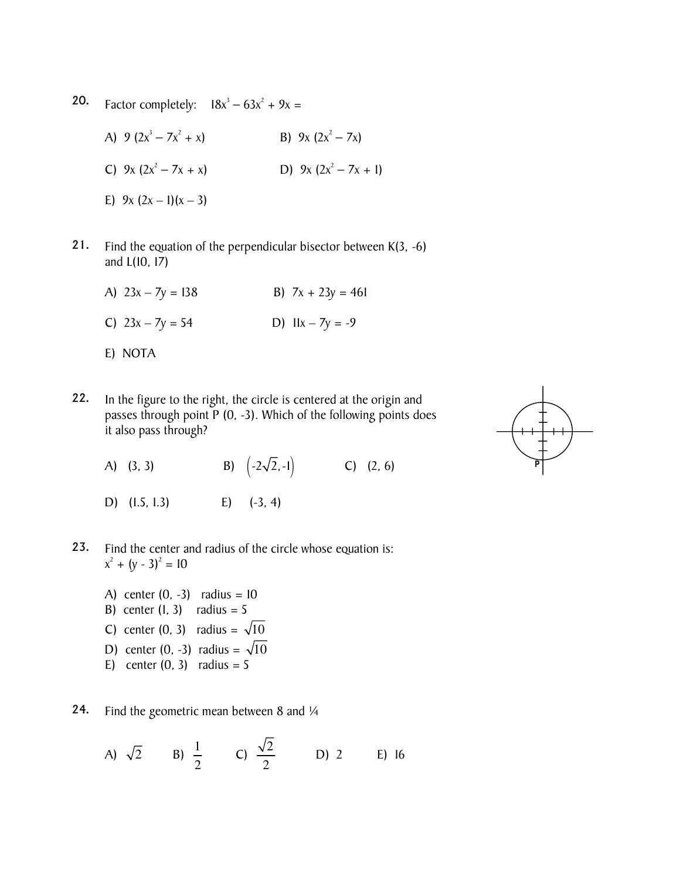20. Factor completely: $18x^3 - 63x^2 + 9x =$

A) $9(2x^3 - 7x^2 + x)$  B) $9x(2x^2 - 7x)$

C) $9x(2x^2 - 7x + x)$  D) $9x(2x^2 - 7x + 1)$

E) $9x(2x - 1)(x - 3)$

21. Find the equation of the perpendicular bisector between K(3, -6) and L(10, 17)

A) $23x - 7y = 138$  B) $7x + 23y = 461$

C) $23x - 7y = 54$  D) $11x - 7y = -9$

E) NOTA

22. In the figure to the right, the circle is centered at the origin and passes through point P (0, -3). Which of the following points does it also pass through?

A) (3, 3)  B) $\left(-2\sqrt{2}, -1\right)$  C) (2, 6)

D) (1.5, 1.3)  E) (-3, 4)

23. Find the center and radius of the circle whose equation is: $x^2 + (y - 3)^2 = 10$

A) center (0, -3) radius = 10
B) center (1, 3) radius = 5
C) center (0, 3) radius = $\sqrt{10}$
D) center (0, -3) radius = $\sqrt{10}$
E) center (0, 3) radius = 5

24. Find the geometric mean between 8 and ¼

A) $\sqrt{2}$  B) $\frac{1}{2}$  C) $\frac{\sqrt{2}}{2}$  D) 2  E) 16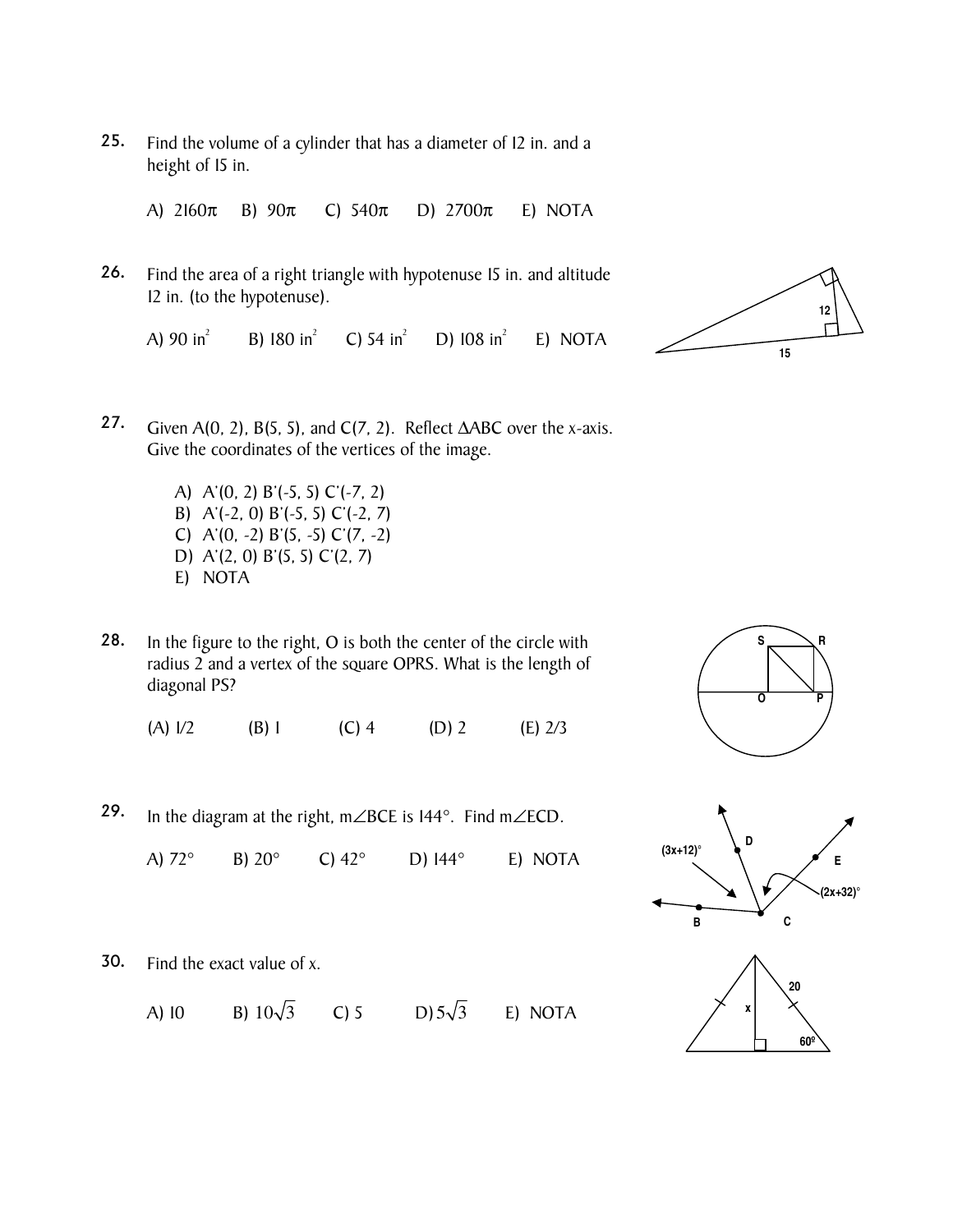25. Find the volume of a cylinder that has a diameter of 12 in. and a height of 15 in.

A) $2160\pi$ B) $90\pi$ C) $540\pi$ D) $2700\pi$ E) NOTA

26. Find the area of a right triangle with hypotenuse 15 in. and altitude 12 in. (to the hypotenuse).

A) 90 $in^2$ B) 180 $in^2$ C) 54 $in^2$ D) 108 $in^2$ E) NOTA

27. Given A(0, 2), B(5, 5), and C(7, 2). Reflect $\Delta ABC$ over the x-axis. Give the coordinates of the vertices of the image.

A) A'(0, 2) B'(-5, 5) C'(-7, 2)
B) A'(-2, 0) B'(-5, 5) C'(-2, 7)
C) A'(0, -2) B'(5, -5) C'(7, -2)
D) A'(2, 0) B'(5, 5) C'(2, 7)
E) NOTA

28. In the figure to the right, O is both the center of the circle with radius 2 and a vertex of the square OPRS. What is the length of diagonal PS?

(A) 1/2 (B) 1 (C) 4 (D) 2 (E) 2/3

29. In the diagram at the right, $m\angle BCE$ is 144°. Find $m\angle ECD$.

A) 72° B) 20° C) 42° D) 144° E) NOTA

30. Find the exact value of x.

A) 10 B) $10\sqrt{3}$ C) 5 D) $5\sqrt{3}$ E) NOTA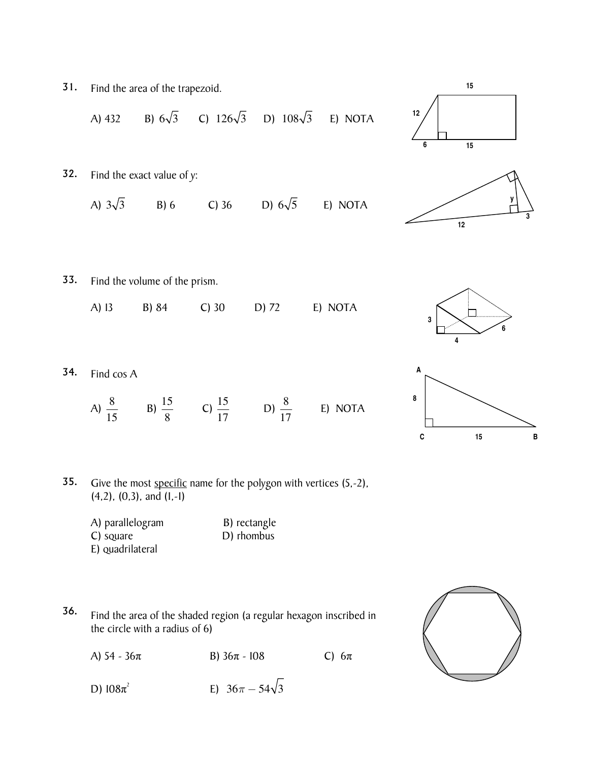31. Find the area of the trapezoid.

A) 432 B) $6\sqrt{3}$ C) $126\sqrt{3}$ D) $108\sqrt{3}$ E) NOTA

32. Find the exact value of y:

A) $3\sqrt{3}$ B) 6 C) 36 D) $6\sqrt{5}$ E) NOTA

33. Find the volume of the prism.

A) 13 B) 84 C) 30 D) 72 E) NOTA

34. Find cos A

A) $\frac{8}{15}$ B) $\frac{15}{8}$ C) $\frac{15}{17}$ D) $\frac{8}{17}$ E) NOTA

35. Give the most specific name for the polygon with vertices (5,-2), (4,2), (0,3), and (1,-1)

A) parallelogram
B) rectangle
C) square
D) rhombus
E) quadrilateral

36. Find the area of the shaded region (a regular hexagon inscribed in the circle with a radius of 6)

A) 54 - 36π
B) 36π - 108
C) 6π
D) $108\pi^2$
E) $36\pi - 54\sqrt{3}$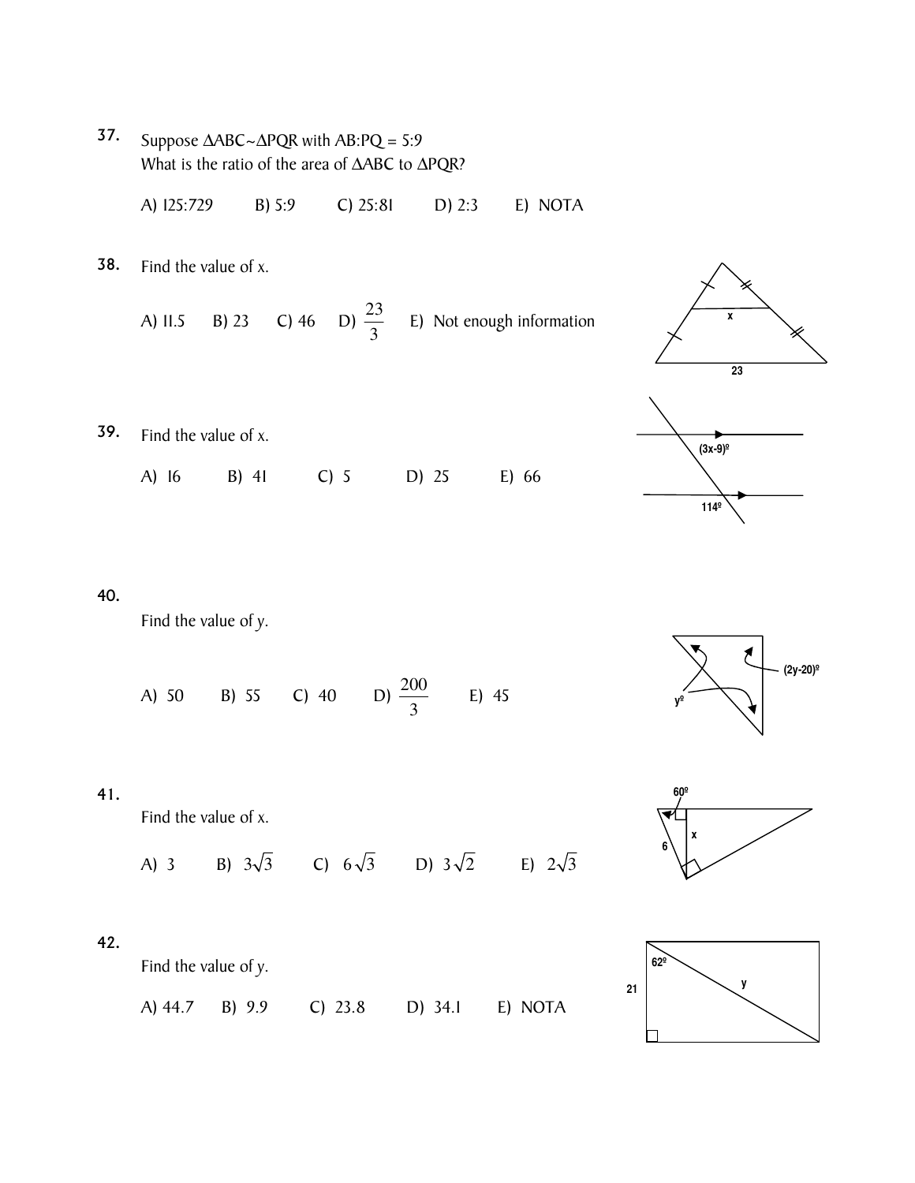37. Suppose $\Delta ABC \sim \Delta PQR$ with AB:PQ = 5:9
What is the ratio of the area of $\Delta ABC$ to $\Delta PQR$?

A) 125:729 B) 5:9 C) 25:81 D) 2:3 E) NOTA

38. Find the value of x.

A) 11.5 B) 23 C) 46 D) $\frac{23}{3}$ E) Not enough information

39. Find the value of x.

A) 16 B) 41 C) 5 D) 25 E) 66

40. Find the value of y.

A) 50 B) 55 C) 40 D) $\frac{200}{3}$ E) 45

41. Find the value of x.

A) 3 B) $3\sqrt{3}$ C) $6\sqrt{3}$ D) $3\sqrt{2}$ E) $2\sqrt{3}$

42. Find the value of y.

A) 44.7 B) 9.9 C) 23.8 D) 34.1 E) NOTA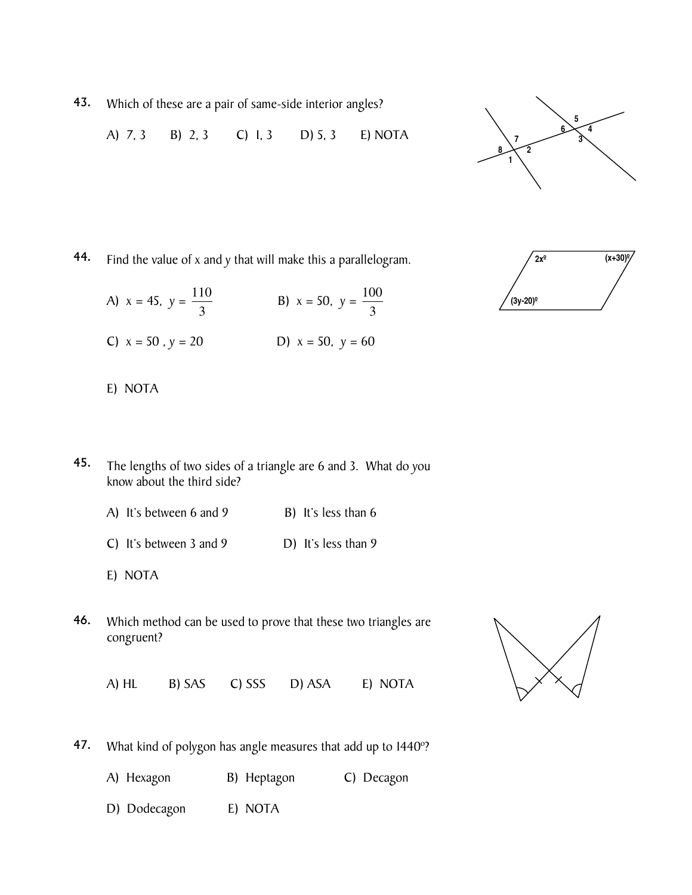43. Which of these are a pair of same-side interior angles?

A) 7, 3  B) 2, 3  C) 1, 3  D) 5, 3  E) NOTA

44. Find the value of x and y that will make this a parallelogram.

A) $x = 45,\ y = \frac{110}{3}$  B) $x = 50,\ y = \frac{100}{3}$

C) $x = 50,\ y = 20$  D) $x = 50,\ y = 60$

E) NOTA

45. The lengths of two sides of a triangle are 6 and 3. What do you know about the third side?

A) It's between 6 and 9  B) It's less than 6

C) It's between 3 and 9  D) It's less than 9

E) NOTA

46. Which method can be used to prove that these two triangles are congruent?

A) HL  B) SAS  C) SSS  D) ASA  E) NOTA

47. What kind of polygon has angle measures that add up to 1440°?

A) Hexagon  B) Heptagon  C) Decagon

D) Dodecagon  E) NOTA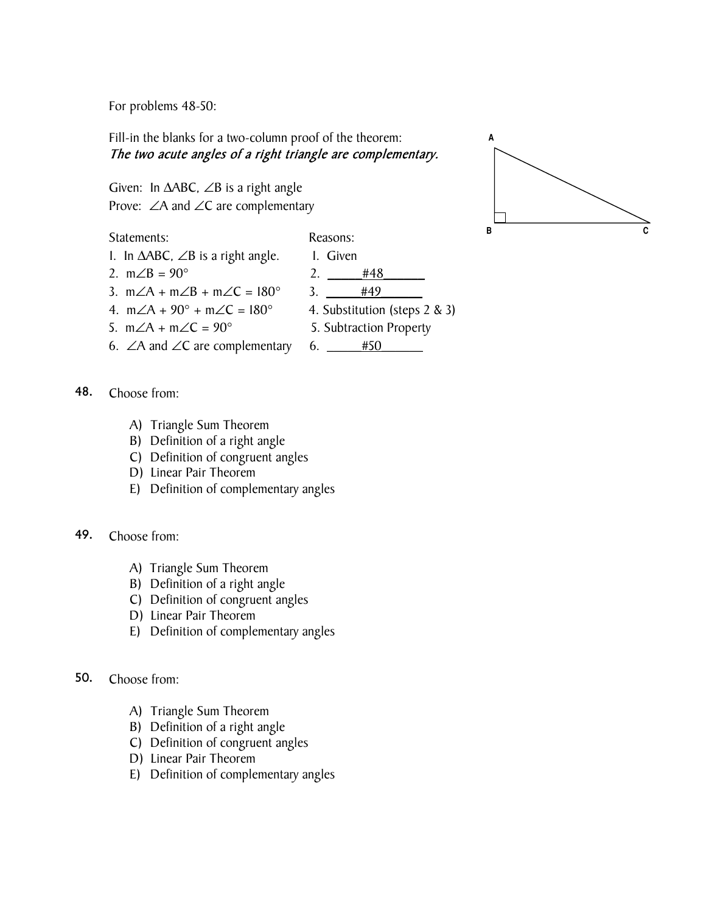For problems 48-50:

Fill-in the blanks for a two-column proof of the theorem:
*The two acute angles of a right triangle are complementary.*

Given: In $\triangle ABC$, $\angle B$ is a right angle
Prove: $\angle A$ and $\angle C$ are complementary

| Statements: | Reasons: |
| --- | --- |
| 1. In $\triangle ABC$, $\angle B$ is a right angle. | 1. Given |
| 2. $m\angle B = 90°$ | 2. ______#48______ |
| 3. $m\angle A + m\angle B + m\angle C = 180°$ | 3. ______#49______ |
| 4. $m\angle A + 90° + m\angle C = 180°$ | 4. Substitution (steps 2 & 3) |
| 5. $m\angle A + m\angle C = 90°$ | 5. Subtraction Property |
| 6. $\angle A$ and $\angle C$ are complementary | 6. ______#50______ |

**48.** Choose from:

A) Triangle Sum Theorem
B) Definition of a right angle
C) Definition of congruent angles
D) Linear Pair Theorem
E) Definition of complementary angles

**49.** Choose from:

A) Triangle Sum Theorem
B) Definition of a right angle
C) Definition of congruent angles
D) Linear Pair Theorem
E) Definition of complementary angles

**50.** Choose from:

A) Triangle Sum Theorem
B) Definition of a right angle
C) Definition of congruent angles
D) Linear Pair Theorem
E) Definition of complementary angles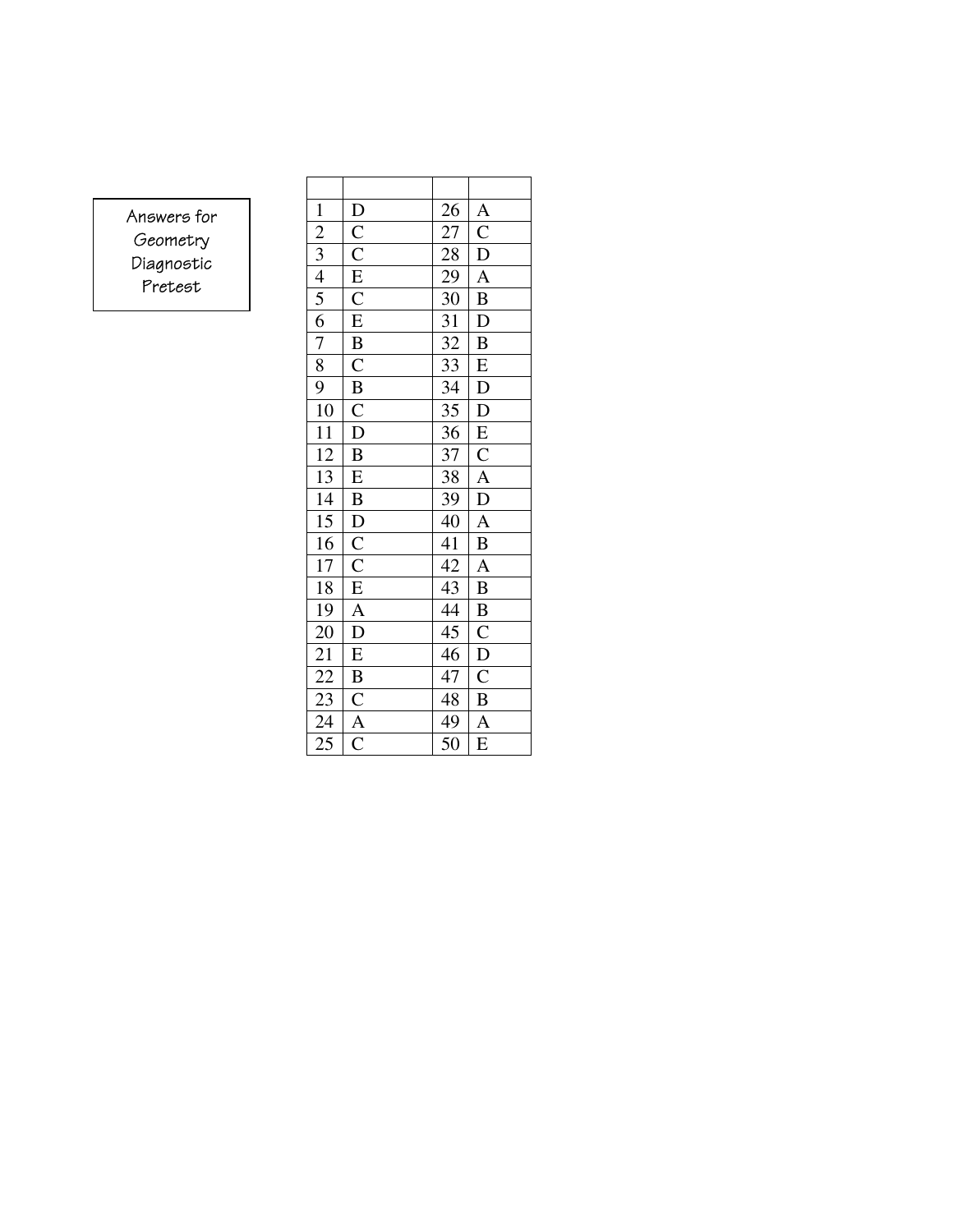Answers for Geometry Diagnostic Pretest

| | | | |
|---|---|---|---|
| 1 | D | 26 | A |
| 2 | C | 27 | C |
| 3 | C | 28 | D |
| 4 | E | 29 | A |
| 5 | C | 30 | B |
| 6 | E | 31 | D |
| 7 | B | 32 | B |
| 8 | C | 33 | E |
| 9 | B | 34 | D |
| 10 | C | 35 | D |
| 11 | D | 36 | E |
| 12 | B | 37 | C |
| 13 | E | 38 | A |
| 14 | B | 39 | D |
| 15 | D | 40 | A |
| 16 | C | 41 | B |
| 17 | C | 42 | A |
| 18 | E | 43 | B |
| 19 | A | 44 | B |
| 20 | D | 45 | C |
| 21 | E | 46 | D |
| 22 | B | 47 | C |
| 23 | C | 48 | B |
| 24 | A | 49 | A |
| 25 | C | 50 | E |